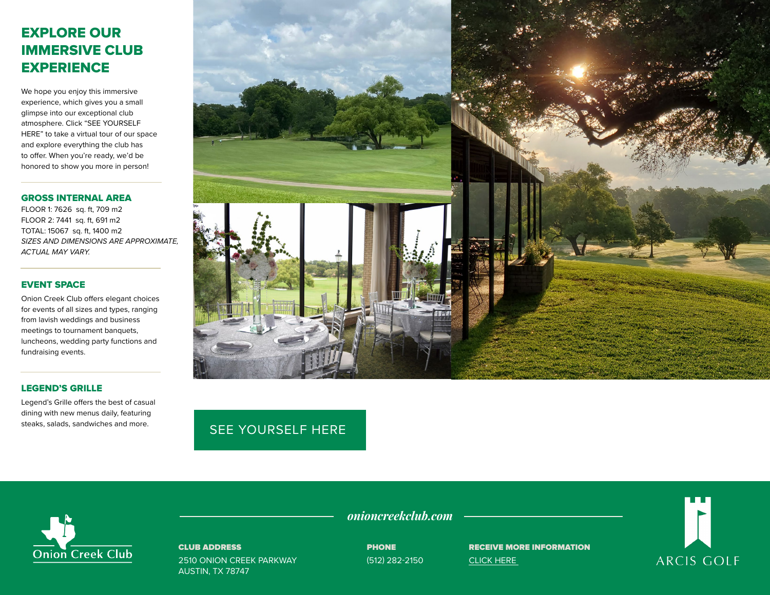# EXPLORE OUR IMMERSIVE CLUB EXPERIENCE

We hope you enjoy this immersive experience, which gives you a small glimpse into our exceptional club atmosphere. Click "SEE YOURSELF HERE" to take a virtual tour of our space and explore everything the club has to offer. When you're ready, we'd be honored to show you more in person!

## GROSS INTERNAL AREA

FLOOR 1: 7626 sq. ft, 709 m2
FLOOR 2: 7441 sq. ft, 691 m2
TOTAL: 15067 sq. ft, 1400 m2
*SIZES AND DIMENSIONS ARE APPROXIMATE, ACTUAL MAY VARY.*

## EVENT SPACE

Onion Creek Club offers elegant choices for events of all sizes and types, ranging from lavish weddings and business meetings to tournament banquets, luncheons, wedding party functions and fundraising events.

## LEGEND'S GRILLE

Legend's Grille offers the best of casual dining with new menus daily, featuring steaks, salads, sandwiches and more.

SEE YOURSELF HERE

Onion Creek Club

*onioncreekclub.com*

**CLUB ADDRESS**
2510 ONION CREEK PARKWAY
AUSTIN, TX 78747

**PHONE**
(512) 282-2150

**RECEIVE MORE INFORMATION**
CLICK HERE

ARCIS GOLF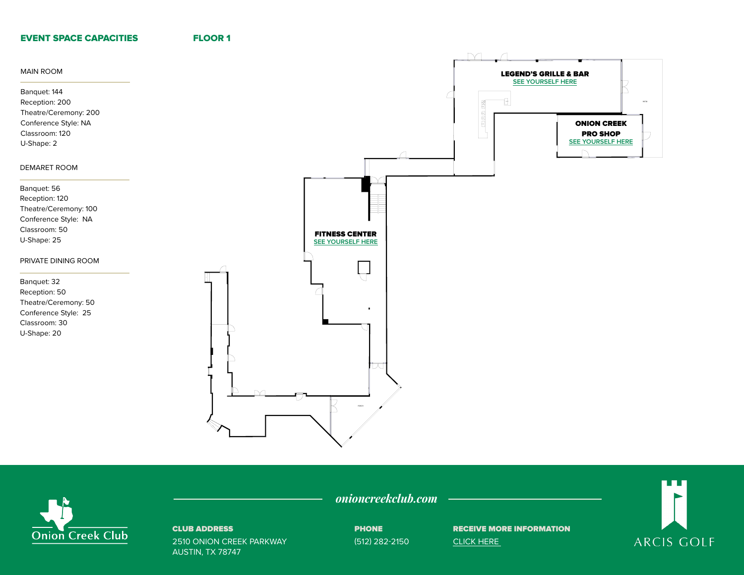## EVENT SPACE CAPACITIES

### MAIN ROOM

Banquet: 144
Reception: 200
Theatre/Ceremony: 200
Conference Style: NA
Classroom: 120
U-Shape: 2

### DEMARET ROOM

Banquet: 56
Reception: 120
Theatre/Ceremony: 100
Conference Style: NA
Classroom: 50
U-Shape: 25

### PRIVATE DINING ROOM

Banquet: 32
Reception: 50
Theatre/Ceremony: 50
Conference Style: 25
Classroom: 30
U-Shape: 20

## FLOOR 1

**LEGEND'S GRILLE & BAR**
SEE YOURSELF HERE

**ONION CREEK PRO SHOP**
SEE YOURSELF HERE

**FITNESS CENTER**
SEE YOURSELF HERE

Onion Creek Club

*onioncreekclub.com*

**CLUB ADDRESS**
2510 ONION CREEK PARKWAY
AUSTIN, TX 78747

**PHONE**
(512) 282-2150

**RECEIVE MORE INFORMATION**
CLICK HERE

ARCIS GOLF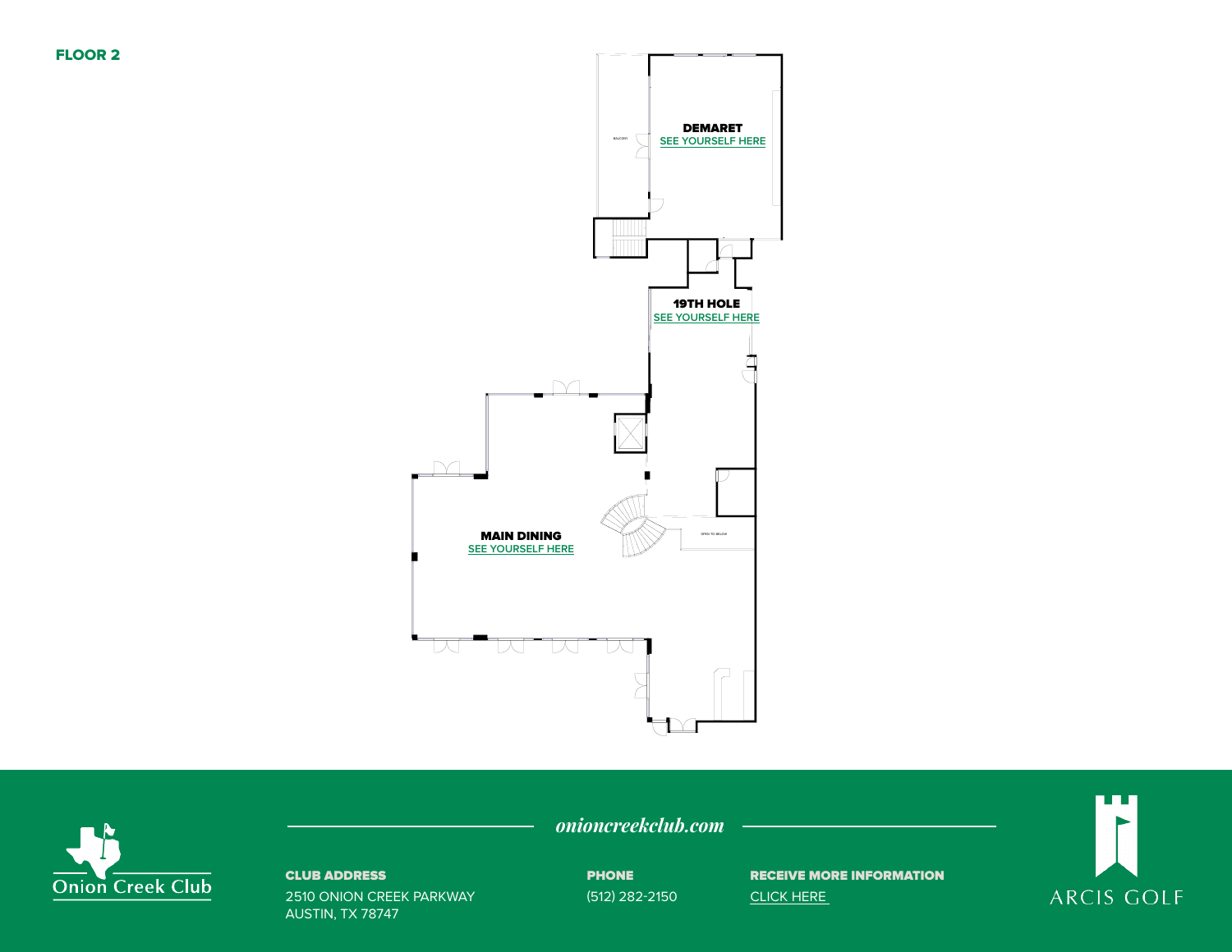## FLOOR 2

DEMARET
SEE YOURSELF HERE

BALCONY

19TH HOLE
SEE YOURSELF HERE

MAIN DINING
SEE YOURSELF HERE

OPEN TO BELOW

Onion Creek Club

*onioncreekclub.com*

**CLUB ADDRESS**
2510 ONION CREEK PARKWAY
AUSTIN, TX 78747

**PHONE**
(512) 282-2150

**RECEIVE MORE INFORMATION**
CLICK HERE

ARCIS GOLF